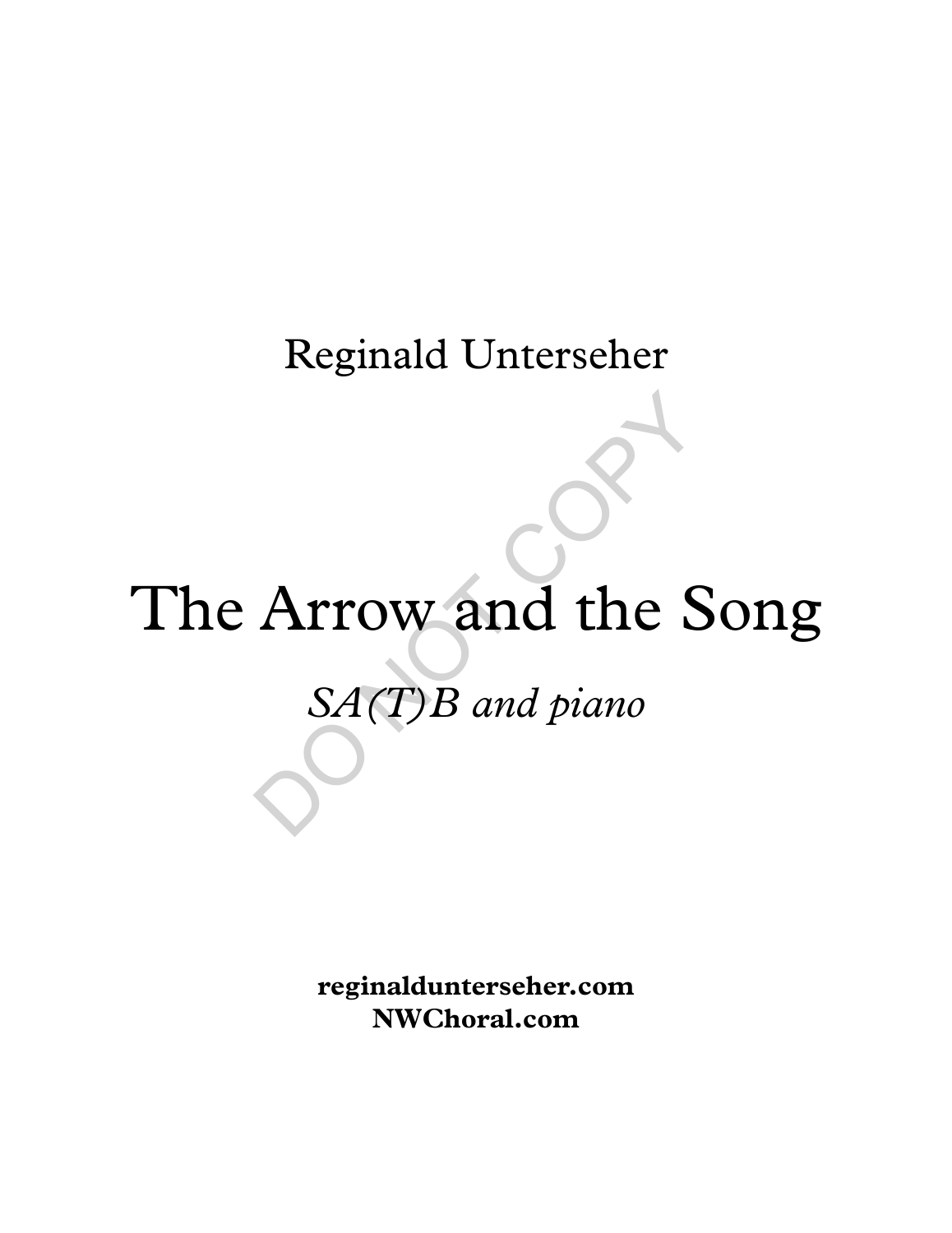Reginald Unterseher

# The Arrow and the Song

*SA(T)B and piano*

DO NOT COPY

**reginaldunterseher.com**
**NWChoral.com**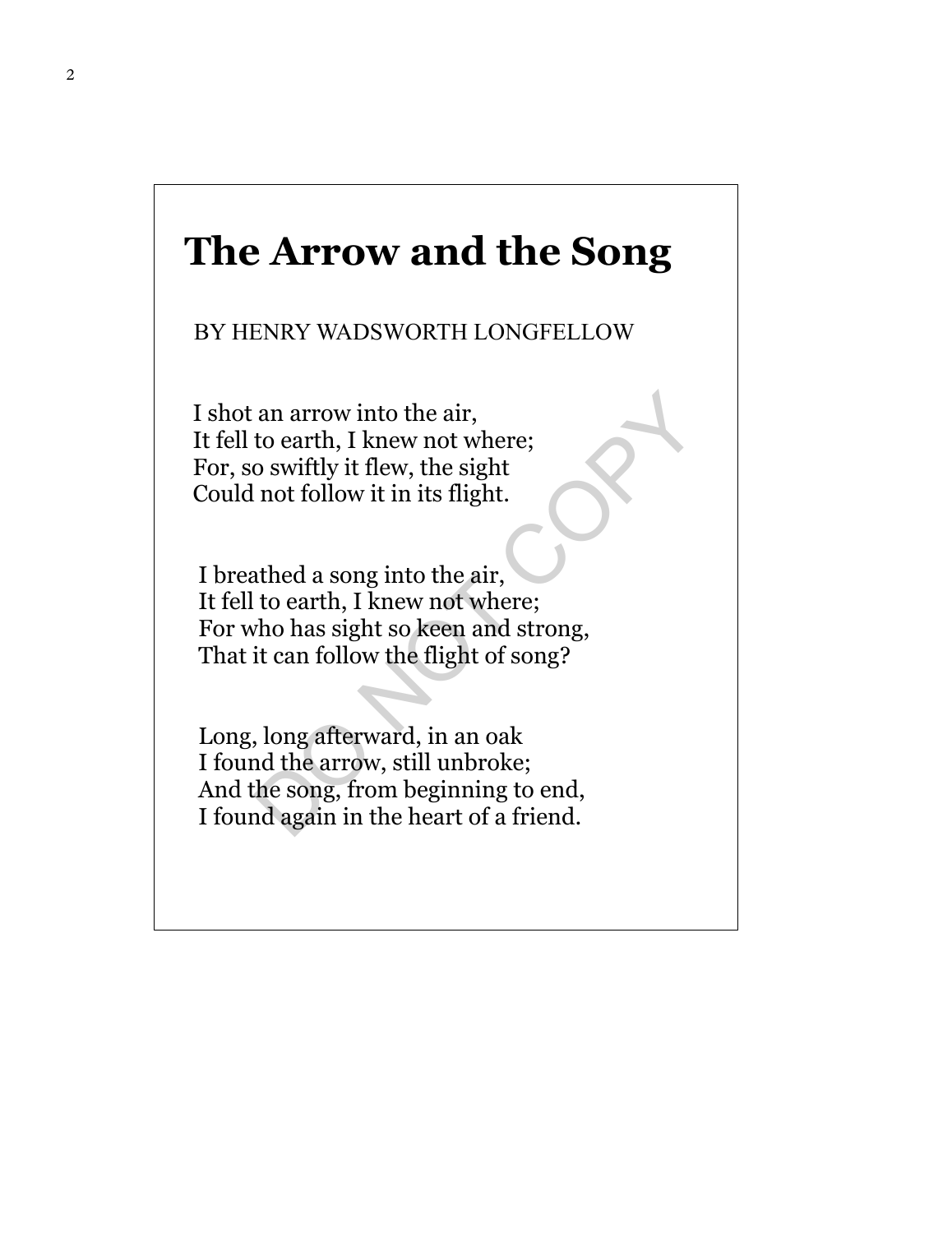# The Arrow and the Song

BY HENRY WADSWORTH LONGFELLOW

I shot an arrow into the air,
It fell to earth, I knew not where;
For, so swiftly it flew, the sight
Could not follow it in its flight.

I breathed a song into the air,
It fell to earth, I knew not where;
For who has sight so keen and strong,
That it can follow the flight of song?

Long, long afterward, in an oak
I found the arrow, still unbroke;
And the song, from beginning to end,
I found again in the heart of a friend.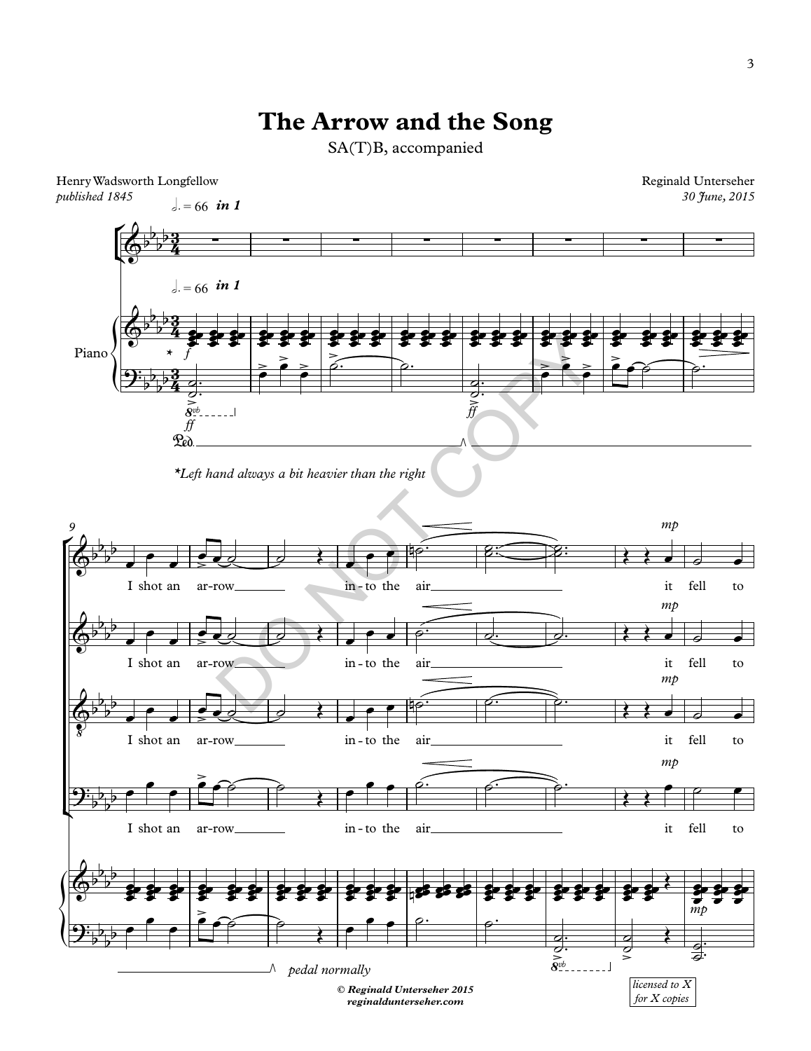# The Arrow and the Song

SA(T)B, accompanied

Henry Wadsworth Longfellow
*published 1845*

Reginald Unterseher
*30 June, 2015*

♩. = 66 **in 1**

*Left hand always a bit heavier than the right

I shot an ar-row in-to the air it fell to

*pedal normally*

**© Reginald Unterseher 2015**
**reginaldunterseher.com**

*licensed to X for X copies*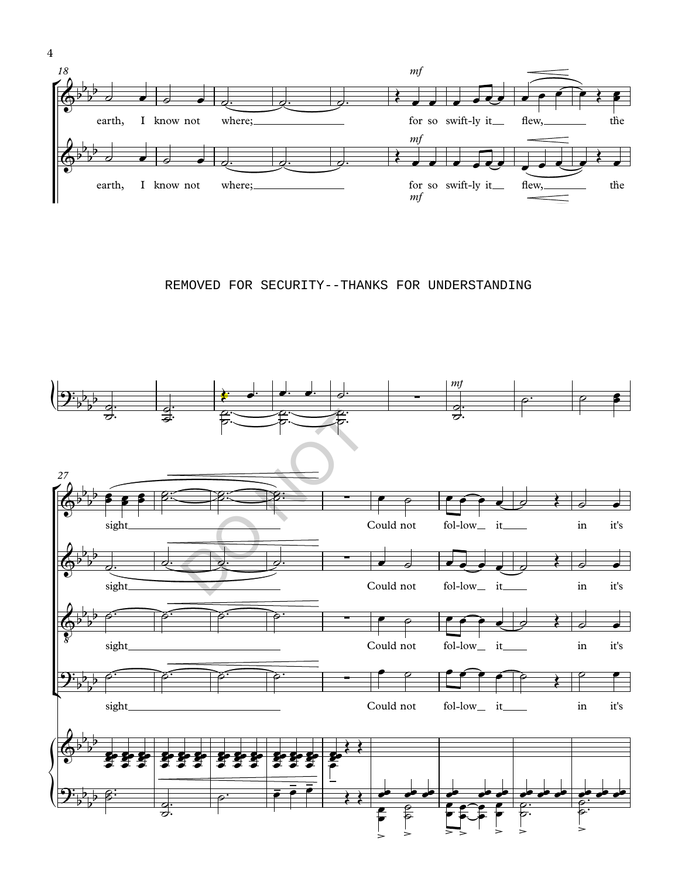REMOVED FOR SECURITY--THANKS FOR UNDERSTANDING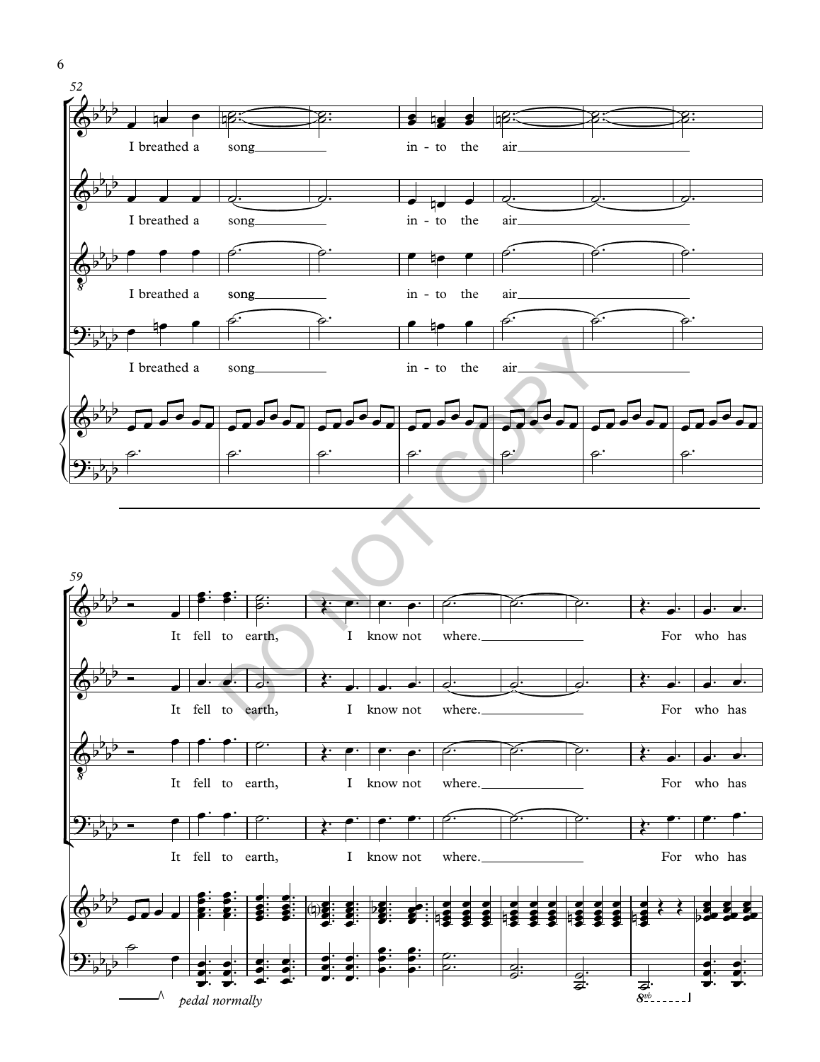52

I breathed a song into the air

I breathed a song into the air

I breathed a song into the air

I breathed a song into the air

59

It fell to earth, I know not where. For who has

It fell to earth, I know not where. For who has

It fell to earth, I know not where. For who has

It fell to earth, I know not where. For who has

*pedal normally*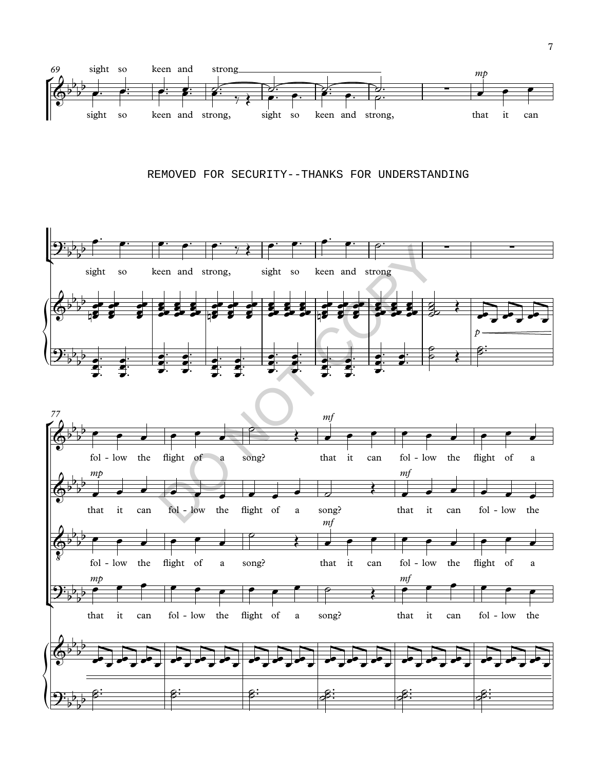69

sight so keen and strong

sight so keen and strong, sight so keen and strong, that it can

REMOVED FOR SECURITY--THANKS FOR UNDERSTANDING

sight so keen and strong, sight so keen and strong

77

fol - low the flight of a song? that it can fol - low the flight of a

that it can fol - low the flight of a song? that it can fol - low the

fol - low the flight of a song? that it can fol - low the flight of a

that it can fol - low the flight of a song? that it can fol - low the

DO NOT COPY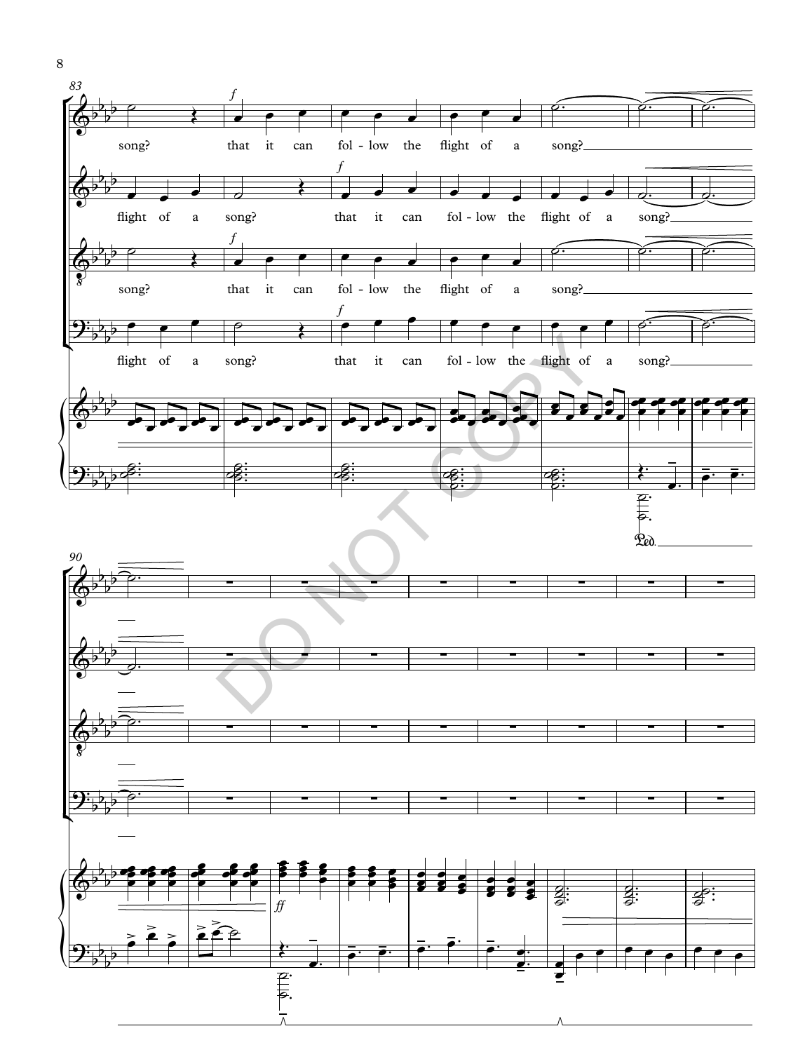83

song? that it can fol - low the flight of a song?

flight of a song? that it can fol - low the flight of a song?

song? that it can fol - low the flight of a song?

flight of a song? that it can fol - low the flight of a song?

90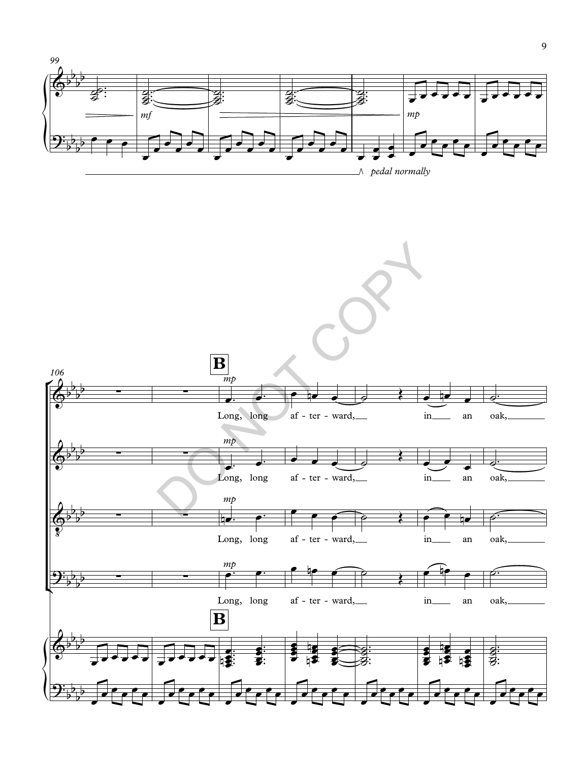99

*mf*

*mp*

*pedal normally*

106

**B**

*mp*

Long, long af - ter - ward, in an oak,

*mp*

Long, long af - ter - ward, in an oak,

*mp*

Long, long af - ter - ward, in an oak,

*mp*

Long, long af - ter - ward, in an oak,

**B**

DO NOT COPY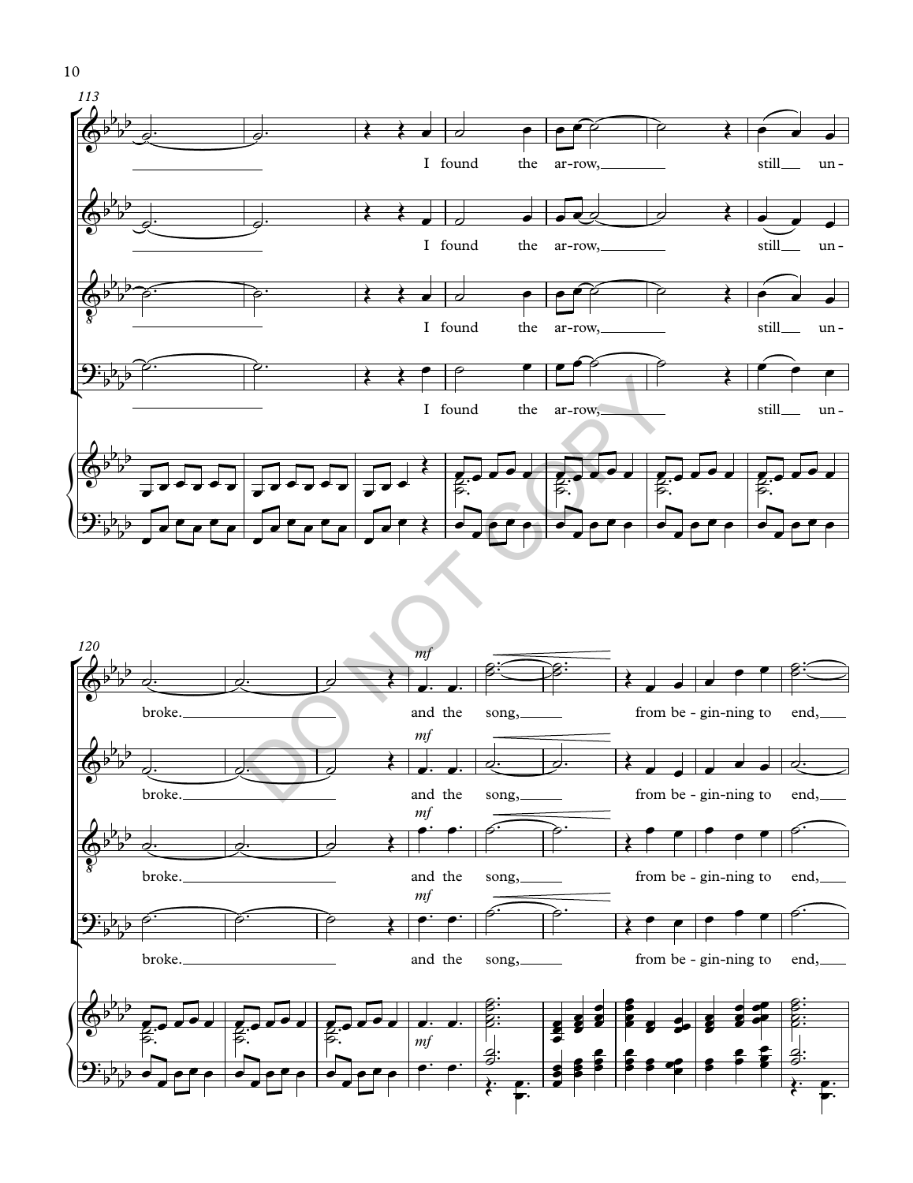113

I found the ar-row, still un-

120

*mf*

broke. and the song, from be-gin-ning to end,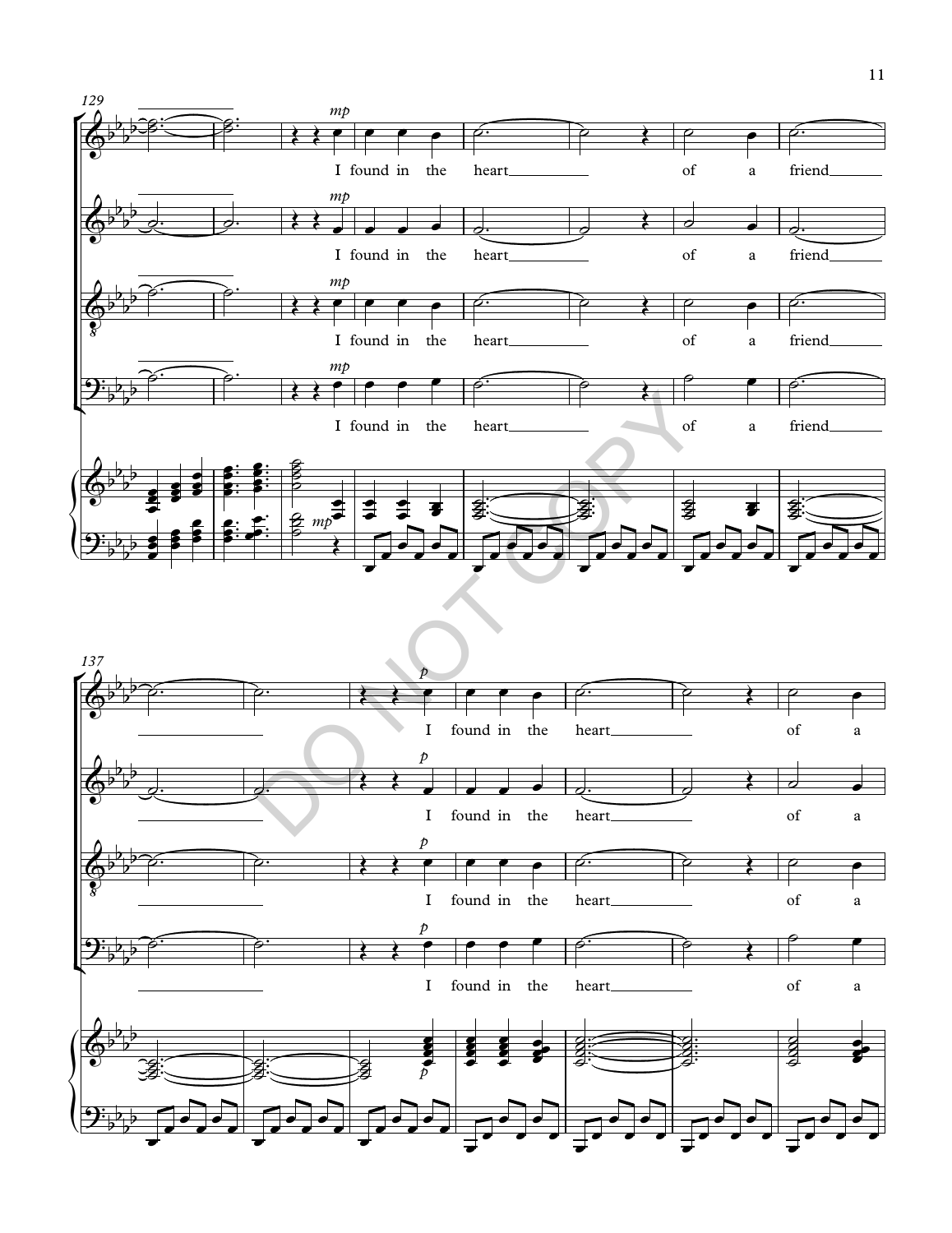129

*mp*

I found in the heart of a friend

137

*p*

I found in the heart of a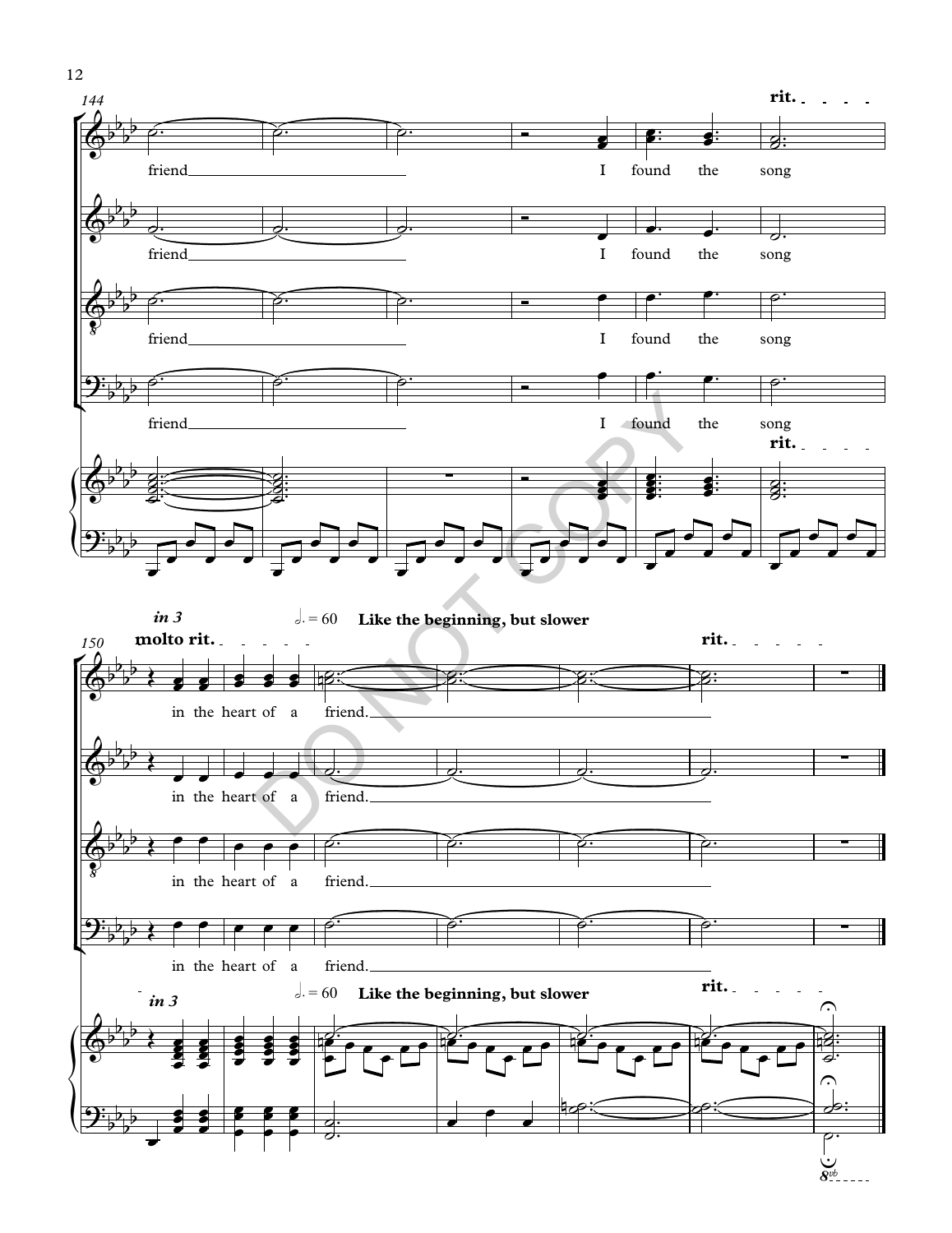144

rit.

friend

I found the song

friend

I found the song

friend

I found the song

friend

I found the song

rit.

150

*in 3*

molto rit.

𝅗𝅥. = 60 **Like the beginning, but slower**

rit.

in the heart of a friend.

in the heart of a friend.

in the heart of a friend.

in the heart of a friend.

*in 3*

𝅗𝅥. = 60 **Like the beginning, but slower**

rit.

8vb

DO NOT COPY